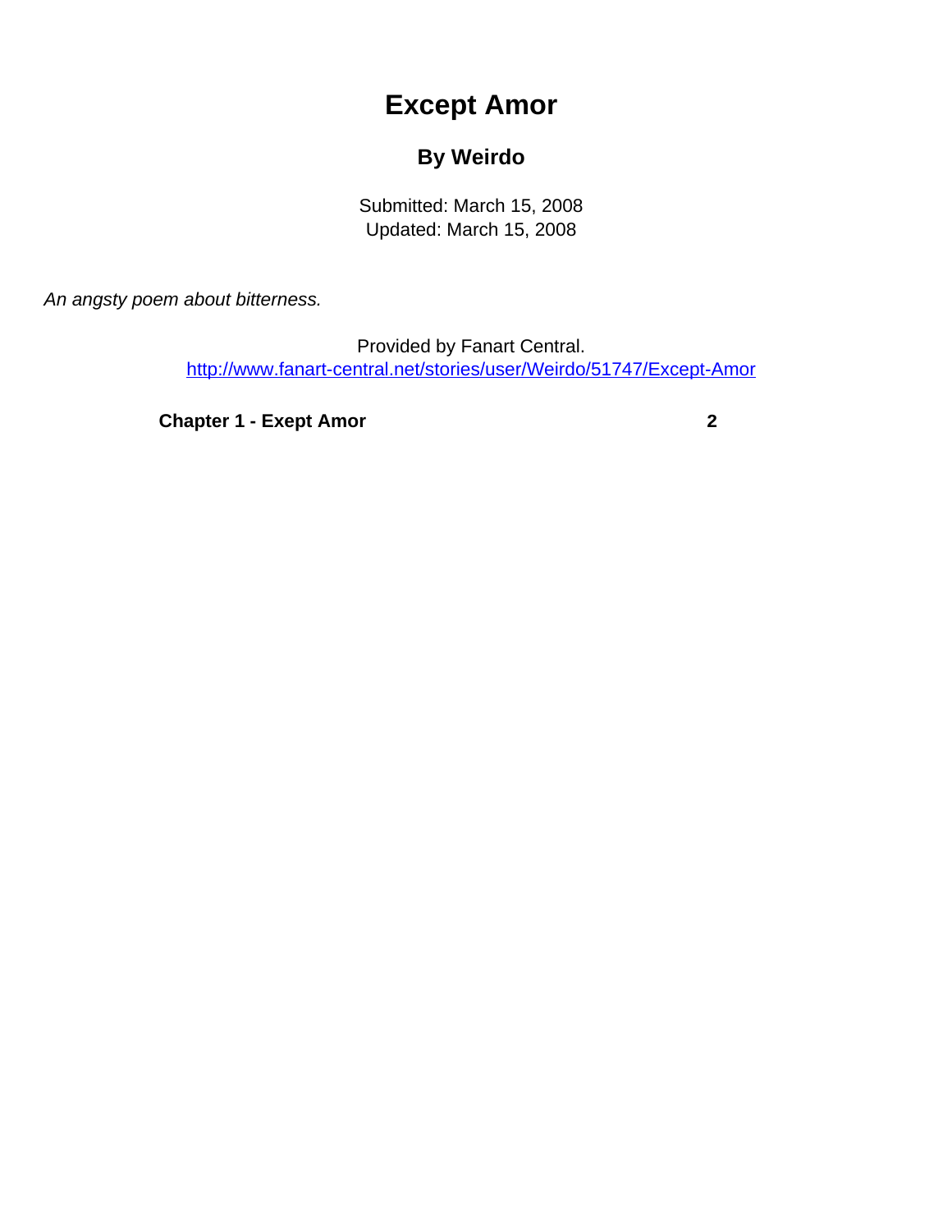# Except Amor

## By Weirdo

Submitted: March 15, 2008
Updated: March 15, 2008

*An angsty poem about bitterness.*

Provided by Fanart Central.
http://www.fanart-central.net/stories/user/Weirdo/51747/Except-Amor

| | |
|---|---|
| **Chapter 1 - Exept Amor** | **2** |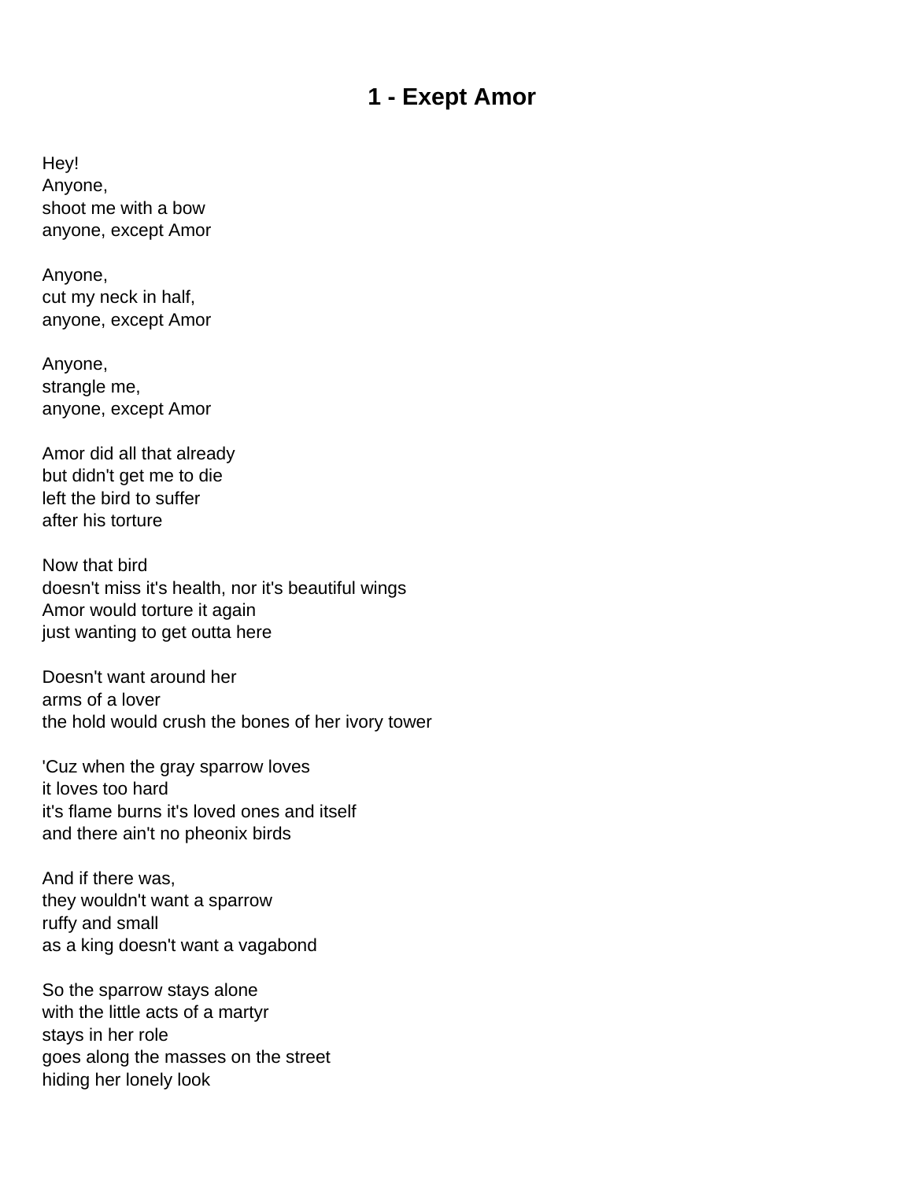# 1 - Exept Amor

Hey!
Anyone,
shoot me with a bow
anyone, except Amor

Anyone,
cut my neck in half,
anyone, except Amor

Anyone,
strangle me,
anyone, except Amor

Amor did all that already
but didn't get me to die
left the bird to suffer
after his torture

Now that bird
doesn't miss it's health, nor it's beautiful wings
Amor would torture it again
just wanting to get outta here

Doesn't want around her
arms of a lover
the hold would crush the bones of her ivory tower

'Cuz when the gray sparrow loves
it loves too hard
it's flame burns it's loved ones and itself
and there ain't no pheonix birds

And if there was,
they wouldn't want a sparrow
ruffy and small
as a king doesn't want a vagabond

So the sparrow stays alone
with the little acts of a martyr
stays in her role
goes along the masses on the street
hiding her lonely look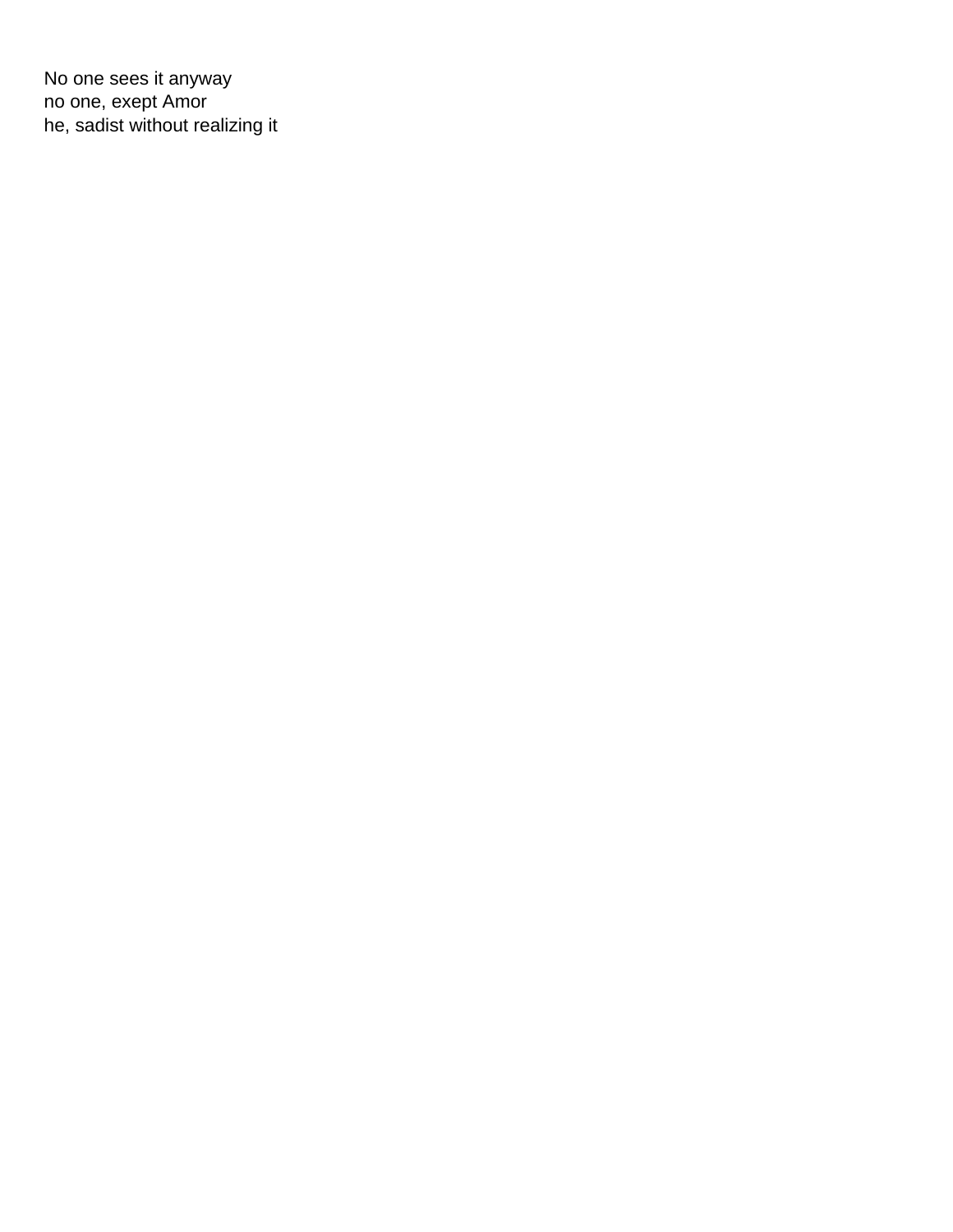No one sees it anyway
no one, exept Amor
he, sadist without realizing it